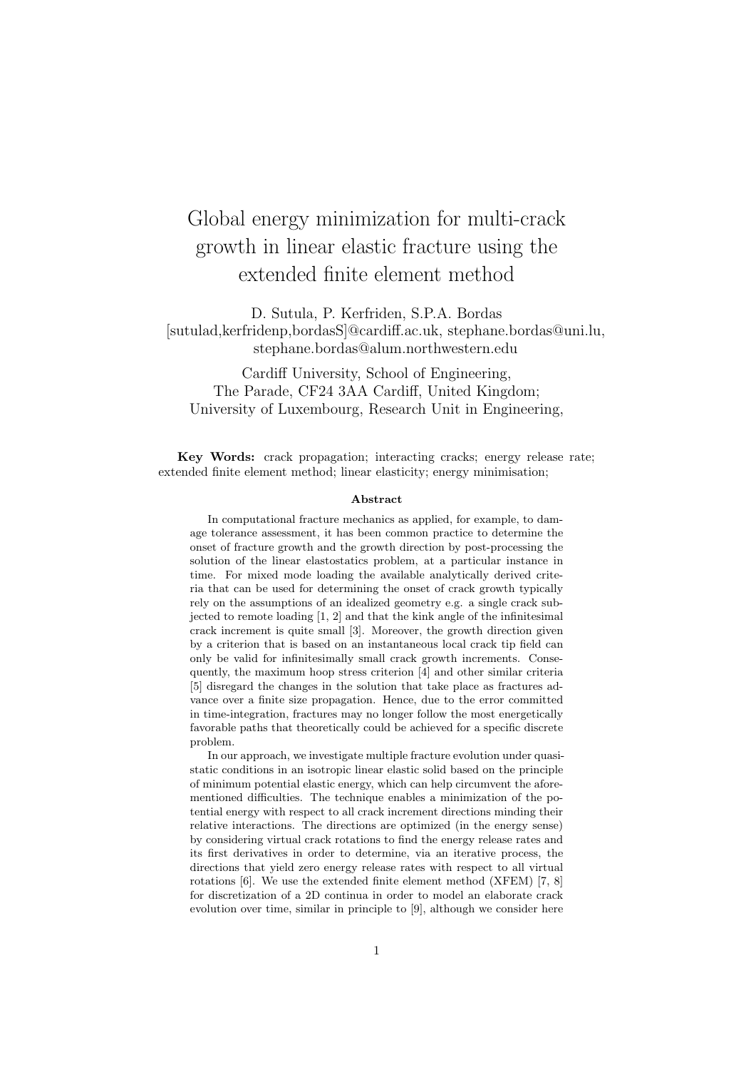# Global energy minimization for multi-crack growth in linear elastic fracture using the extended finite element method

D. Sutula, P. Kerfriden, S.P.A. Bordas
[sutulad,kerfridenp,bordasS]@cardiff.ac.uk, stephane.bordas@uni.lu, stephane.bordas@alum.northwestern.edu

Cardiff University, School of Engineering,
The Parade, CF24 3AA Cardiff, United Kingdom;
University of Luxembourg, Research Unit in Engineering,

**Key Words:** crack propagation; interacting cracks; energy release rate; extended finite element method; linear elasticity; energy minimisation;

### Abstract

In computational fracture mechanics as applied, for example, to damage tolerance assessment, it has been common practice to determine the onset of fracture growth and the growth direction by post-processing the solution of the linear elastostatics problem, at a particular instance in time. For mixed mode loading the available analytically derived criteria that can be used for determining the onset of crack growth typically rely on the assumptions of an idealized geometry e.g. a single crack subjected to remote loading [1, 2] and that the kink angle of the infinitesimal crack increment is quite small [3]. Moreover, the growth direction given by a criterion that is based on an instantaneous local crack tip field can only be valid for infinitesimally small crack growth increments. Consequently, the maximum hoop stress criterion [4] and other similar criteria [5] disregard the changes in the solution that take place as fractures advance over a finite size propagation. Hence, due to the error committed in time-integration, fractures may no longer follow the most energetically favorable paths that theoretically could be achieved for a specific discrete problem.

In our approach, we investigate multiple fracture evolution under quasi-static conditions in an isotropic linear elastic solid based on the principle of minimum potential elastic energy, which can help circumvent the aforementioned difficulties. The technique enables a minimization of the potential energy with respect to all crack increment directions minding their relative interactions. The directions are optimized (in the energy sense) by considering virtual crack rotations to find the energy release rates and its first derivatives in order to determine, via an iterative process, the directions that yield zero energy release rates with respect to all virtual rotations [6]. We use the extended finite element method (XFEM) [7, 8] for discretization of a 2D continua in order to model an elaborate crack evolution over time, similar in principle to [9], although we consider here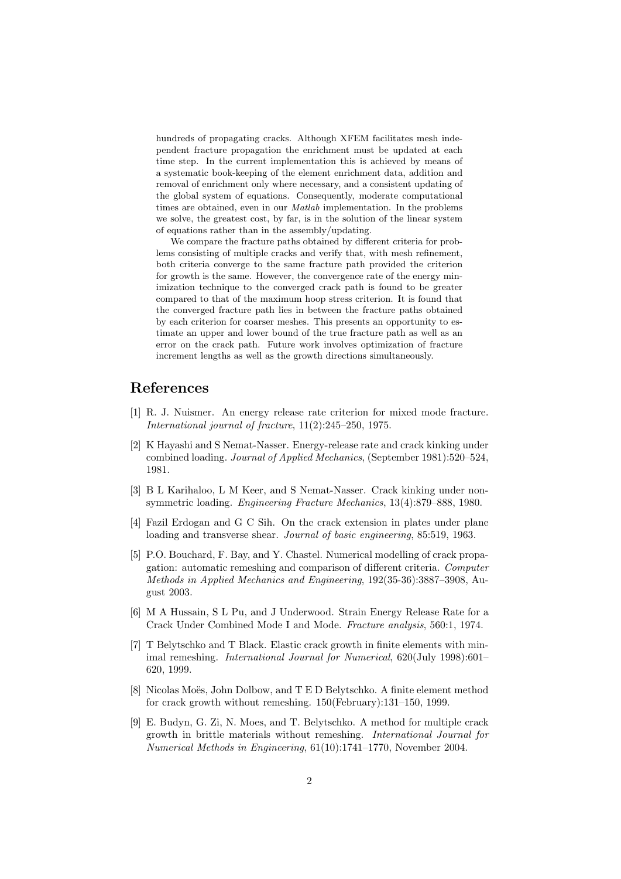hundreds of propagating cracks. Although XFEM facilitates mesh independent fracture propagation the enrichment must be updated at each time step. In the current implementation this is achieved by means of a systematic book-keeping of the element enrichment data, addition and removal of enrichment only where necessary, and a consistent updating of the global system of equations. Consequently, moderate computational times are obtained, even in our *Matlab* implementation. In the problems we solve, the greatest cost, by far, is in the solution of the linear system of equations rather than in the assembly/updating.

We compare the fracture paths obtained by different criteria for problems consisting of multiple cracks and verify that, with mesh refinement, both criteria converge to the same fracture path provided the criterion for growth is the same. However, the convergence rate of the energy minimization technique to the converged crack path is found to be greater compared to that of the maximum hoop stress criterion. It is found that the converged fracture path lies in between the fracture paths obtained by each criterion for coarser meshes. This presents an opportunity to estimate an upper and lower bound of the true fracture path as well as an error on the crack path. Future work involves optimization of fracture increment lengths as well as the growth directions simultaneously.

## References

[1] R. J. Nuismer. An energy release rate criterion for mixed mode fracture. *International journal of fracture*, 11(2):245–250, 1975.

[2] K Hayashi and S Nemat-Nasser. Energy-release rate and crack kinking under combined loading. *Journal of Applied Mechanics*, (September 1981):520–524, 1981.

[3] B L Karihaloo, L M Keer, and S Nemat-Nasser. Crack kinking under nonsymmetric loading. *Engineering Fracture Mechanics*, 13(4):879–888, 1980.

[4] Fazil Erdogan and G C Sih. On the crack extension in plates under plane loading and transverse shear. *Journal of basic engineering*, 85:519, 1963.

[5] P.O. Bouchard, F. Bay, and Y. Chastel. Numerical modelling of crack propagation: automatic remeshing and comparison of different criteria. *Computer Methods in Applied Mechanics and Engineering*, 192(35-36):3887–3908, August 2003.

[6] M A Hussain, S L Pu, and J Underwood. Strain Energy Release Rate for a Crack Under Combined Mode I and Mode. *Fracture analysis*, 560:1, 1974.

[7] T Belytschko and T Black. Elastic crack growth in finite elements with minimal remeshing. *International Journal for Numerical*, 620(July 1998):601–620, 1999.

[8] Nicolas Moës, John Dolbow, and T E D Belytschko. A finite element method for crack growth without remeshing. 150(February):131–150, 1999.

[9] E. Budyn, G. Zi, N. Moes, and T. Belytschko. A method for multiple crack growth in brittle materials without remeshing. *International Journal for Numerical Methods in Engineering*, 61(10):1741–1770, November 2004.